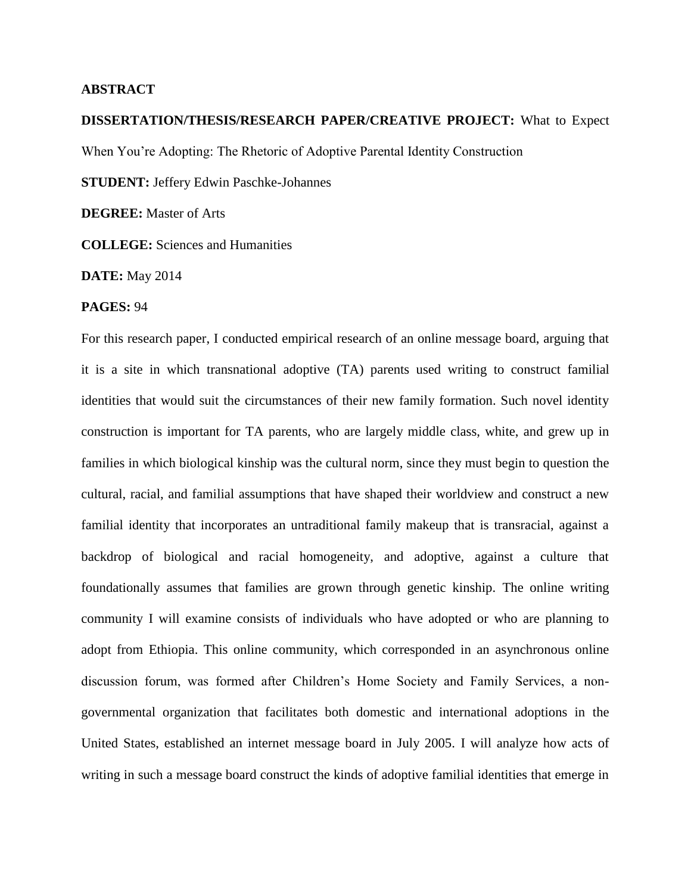**ABSTRACT**

**DISSERTATION/THESIS/RESEARCH PAPER/CREATIVE PROJECT:** What to Expect When You're Adopting: The Rhetoric of Adoptive Parental Identity Construction

**STUDENT:** Jeffery Edwin Paschke-Johannes

**DEGREE:** Master of Arts

**COLLEGE:** Sciences and Humanities

**DATE:** May 2014

**PAGES:** 94

For this research paper, I conducted empirical research of an online message board, arguing that it is a site in which transnational adoptive (TA) parents used writing to construct familial identities that would suit the circumstances of their new family formation. Such novel identity construction is important for TA parents, who are largely middle class, white, and grew up in families in which biological kinship was the cultural norm, since they must begin to question the cultural, racial, and familial assumptions that have shaped their worldview and construct a new familial identity that incorporates an untraditional family makeup that is transracial, against a backdrop of biological and racial homogeneity, and adoptive, against a culture that foundationally assumes that families are grown through genetic kinship. The online writing community I will examine consists of individuals who have adopted or who are planning to adopt from Ethiopia. This online community, which corresponded in an asynchronous online discussion forum, was formed after Children's Home Society and Family Services, a non-governmental organization that facilitates both domestic and international adoptions in the United States, established an internet message board in July 2005. I will analyze how acts of writing in such a message board construct the kinds of adoptive familial identities that emerge in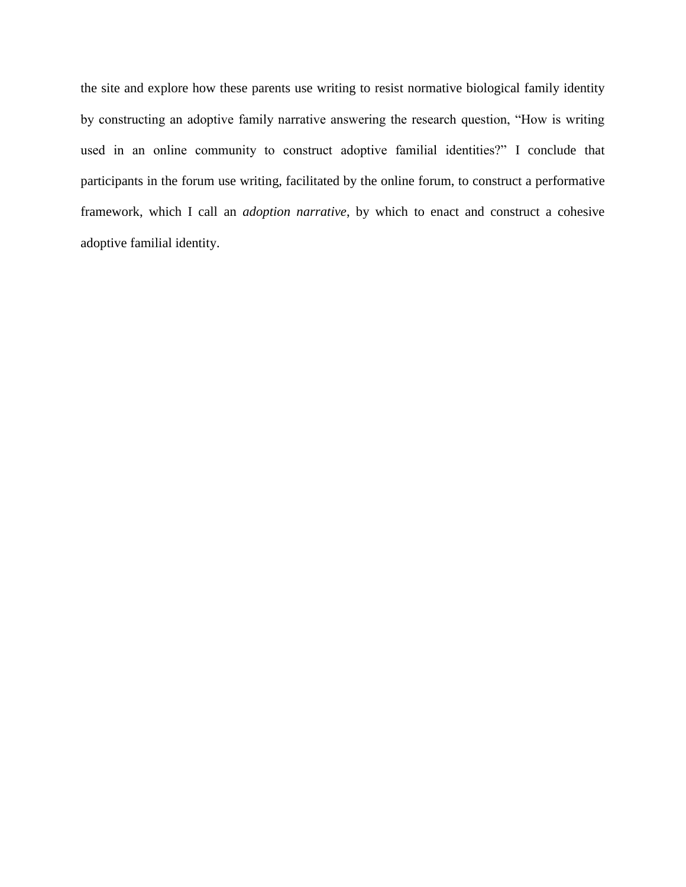the site and explore how these parents use writing to resist normative biological family identity by constructing an adoptive family narrative answering the research question, "How is writing used in an online community to construct adoptive familial identities?" I conclude that participants in the forum use writing, facilitated by the online forum, to construct a performative framework, which I call an *adoption narrative*, by which to enact and construct a cohesive adoptive familial identity.